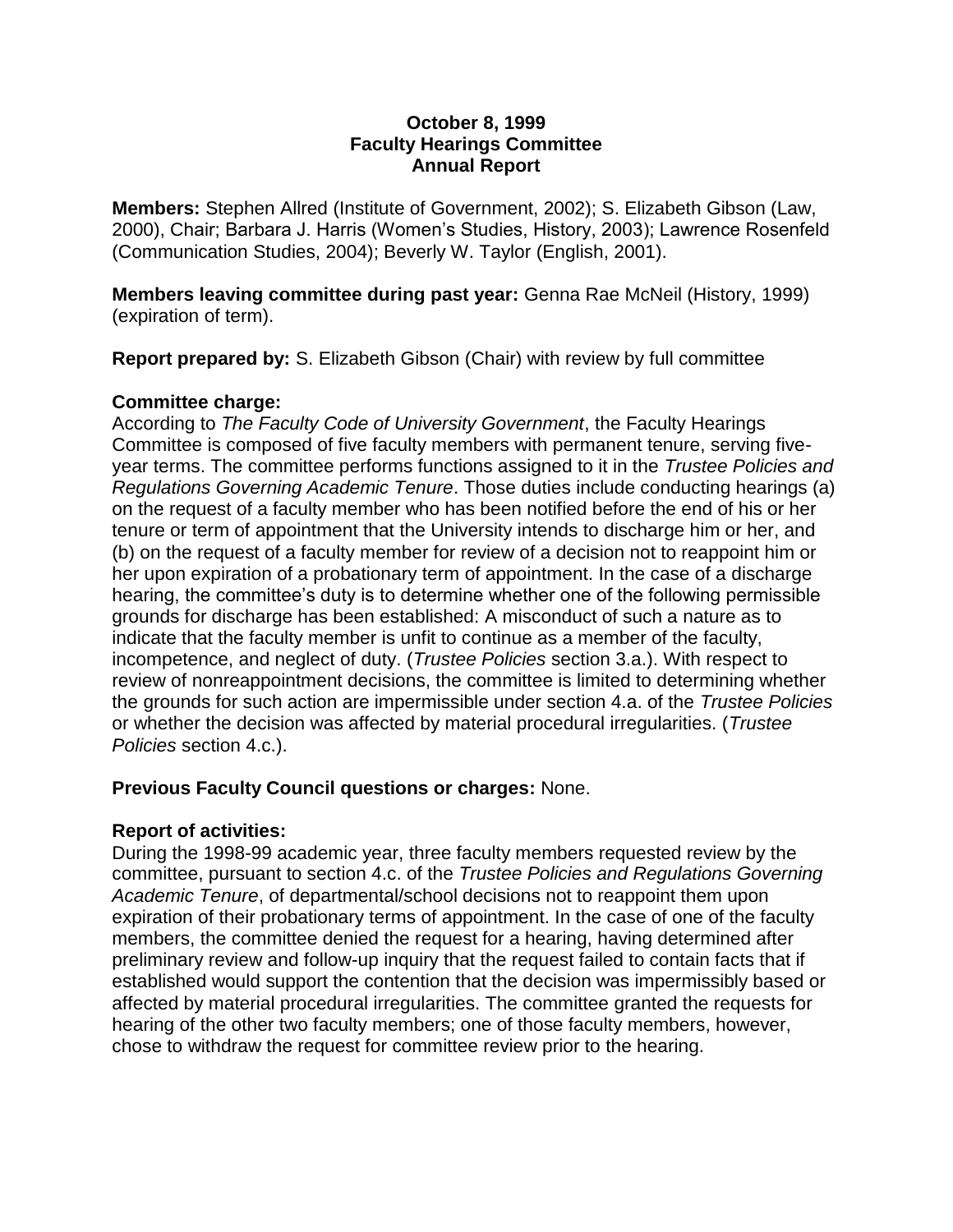**October 8, 1999**
**Faculty Hearings Committee**
**Annual Report**

**Members:** Stephen Allred (Institute of Government, 2002); S. Elizabeth Gibson (Law, 2000), Chair; Barbara J. Harris (Women's Studies, History, 2003); Lawrence Rosenfeld (Communication Studies, 2004); Beverly W. Taylor (English, 2001).

**Members leaving committee during past year:** Genna Rae McNeil (History, 1999) (expiration of term).

**Report prepared by:** S. Elizabeth Gibson (Chair) with review by full committee

**Committee charge:**
According to *The Faculty Code of University Government*, the Faculty Hearings Committee is composed of five faculty members with permanent tenure, serving five-year terms. The committee performs functions assigned to it in the *Trustee Policies and Regulations Governing Academic Tenure*. Those duties include conducting hearings (a) on the request of a faculty member who has been notified before the end of his or her tenure or term of appointment that the University intends to discharge him or her, and (b) on the request of a faculty member for review of a decision not to reappoint him or her upon expiration of a probationary term of appointment. In the case of a discharge hearing, the committee's duty is to determine whether one of the following permissible grounds for discharge has been established: A misconduct of such a nature as to indicate that the faculty member is unfit to continue as a member of the faculty, incompetence, and neglect of duty. (*Trustee Policies* section 3.a.). With respect to review of nonreappointment decisions, the committee is limited to determining whether the grounds for such action are impermissible under section 4.a. of the *Trustee Policies* or whether the decision was affected by material procedural irregularities. (*Trustee Policies* section 4.c.).

**Previous Faculty Council questions or charges:** None.

**Report of activities:**
During the 1998-99 academic year, three faculty members requested review by the committee, pursuant to section 4.c. of the *Trustee Policies and Regulations Governing Academic Tenure*, of departmental/school decisions not to reappoint them upon expiration of their probationary terms of appointment. In the case of one of the faculty members, the committee denied the request for a hearing, having determined after preliminary review and follow-up inquiry that the request failed to contain facts that if established would support the contention that the decision was impermissibly based or affected by material procedural irregularities. The committee granted the requests for hearing of the other two faculty members; one of those faculty members, however, chose to withdraw the request for committee review prior to the hearing.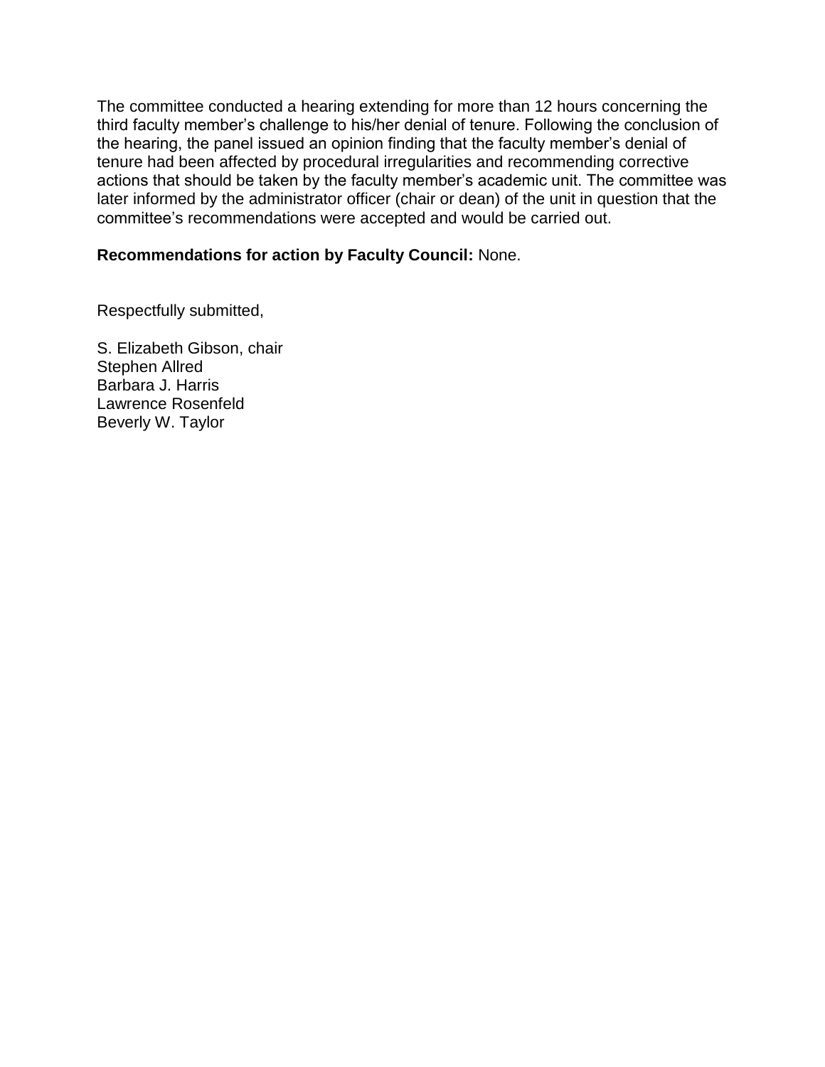The committee conducted a hearing extending for more than 12 hours concerning the third faculty member's challenge to his/her denial of tenure. Following the conclusion of the hearing, the panel issued an opinion finding that the faculty member's denial of tenure had been affected by procedural irregularities and recommending corrective actions that should be taken by the faculty member's academic unit. The committee was later informed by the administrator officer (chair or dean) of the unit in question that the committee's recommendations were accepted and would be carried out.

**Recommendations for action by Faculty Council:** None.

Respectfully submitted,

S. Elizabeth Gibson, chair
Stephen Allred
Barbara J. Harris
Lawrence Rosenfeld
Beverly W. Taylor